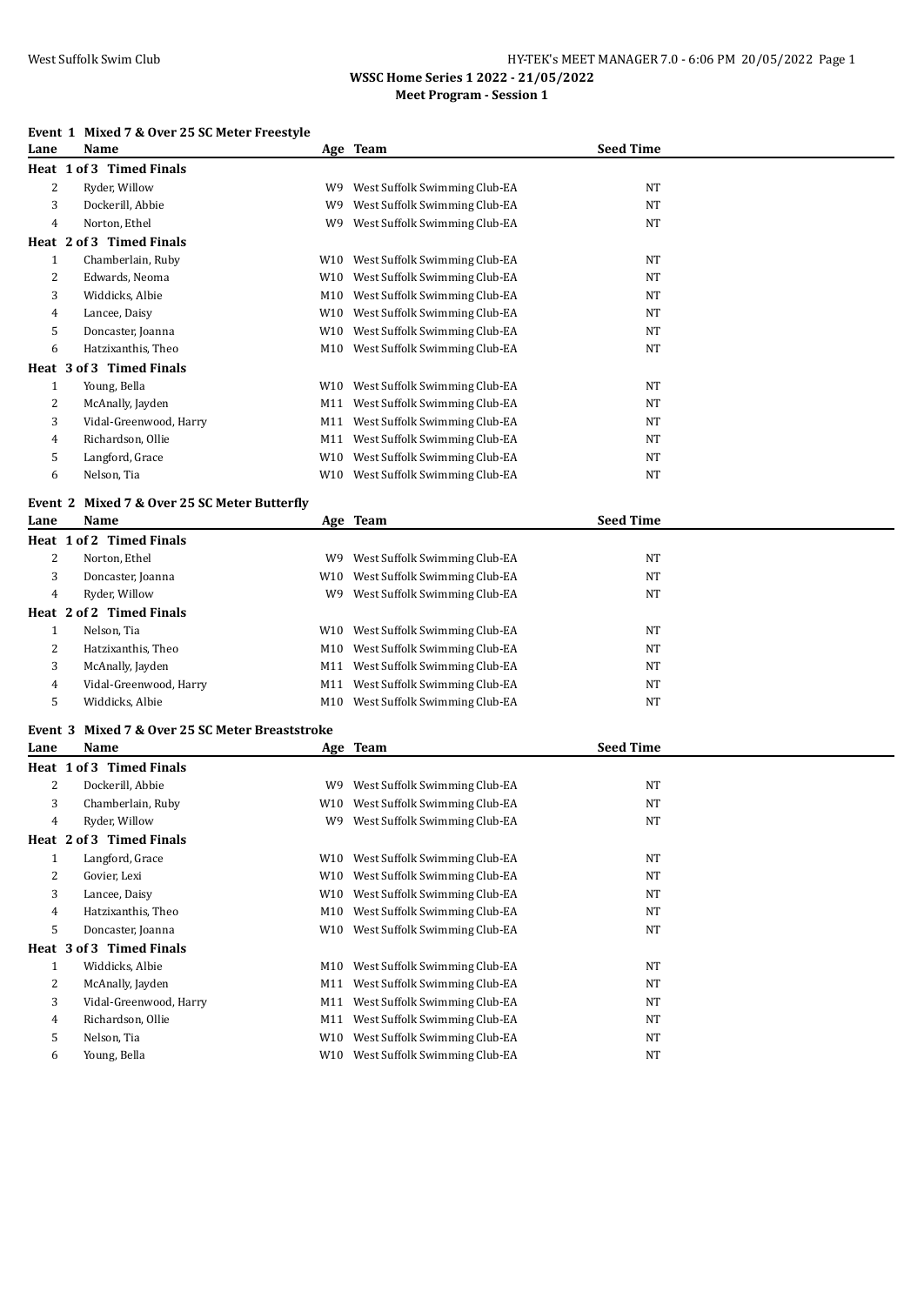**WSSC Home Series 1 2022 - 21/05/2022**
**Meet Program - Session 1**

### Event 1 Mixed 7 & Over 25 SC Meter Freestyle

| Lane | Name | Age | Team | Seed Time |
|---|---|---|---|---|
| **Heat 1 of 3 Timed Finals** | | | | |
| 2 | Ryder, Willow | W9 | West Suffolk Swimming Club-EA | NT |
| 3 | Dockerill, Abbie | W9 | West Suffolk Swimming Club-EA | NT |
| 4 | Norton, Ethel | W9 | West Suffolk Swimming Club-EA | NT |
| **Heat 2 of 3 Timed Finals** | | | | |
| 1 | Chamberlain, Ruby | W10 | West Suffolk Swimming Club-EA | NT |
| 2 | Edwards, Neoma | W10 | West Suffolk Swimming Club-EA | NT |
| 3 | Widdicks, Albie | M10 | West Suffolk Swimming Club-EA | NT |
| 4 | Lancee, Daisy | W10 | West Suffolk Swimming Club-EA | NT |
| 5 | Doncaster, Joanna | W10 | West Suffolk Swimming Club-EA | NT |
| 6 | Hatzixanthis, Theo | M10 | West Suffolk Swimming Club-EA | NT |
| **Heat 3 of 3 Timed Finals** | | | | |
| 1 | Young, Bella | W10 | West Suffolk Swimming Club-EA | NT |
| 2 | McAnally, Jayden | M11 | West Suffolk Swimming Club-EA | NT |
| 3 | Vidal-Greenwood, Harry | M11 | West Suffolk Swimming Club-EA | NT |
| 4 | Richardson, Ollie | M11 | West Suffolk Swimming Club-EA | NT |
| 5 | Langford, Grace | W10 | West Suffolk Swimming Club-EA | NT |
| 6 | Nelson, Tia | W10 | West Suffolk Swimming Club-EA | NT |

### Event 2 Mixed 7 & Over 25 SC Meter Butterfly

| Lane | Name | Age | Team | Seed Time |
|---|---|---|---|---|
| **Heat 1 of 2 Timed Finals** | | | | |
| 2 | Norton, Ethel | W9 | West Suffolk Swimming Club-EA | NT |
| 3 | Doncaster, Joanna | W10 | West Suffolk Swimming Club-EA | NT |
| 4 | Ryder, Willow | W9 | West Suffolk Swimming Club-EA | NT |
| **Heat 2 of 2 Timed Finals** | | | | |
| 1 | Nelson, Tia | W10 | West Suffolk Swimming Club-EA | NT |
| 2 | Hatzixanthis, Theo | M10 | West Suffolk Swimming Club-EA | NT |
| 3 | McAnally, Jayden | M11 | West Suffolk Swimming Club-EA | NT |
| 4 | Vidal-Greenwood, Harry | M11 | West Suffolk Swimming Club-EA | NT |
| 5 | Widdicks, Albie | M10 | West Suffolk Swimming Club-EA | NT |

### Event 3 Mixed 7 & Over 25 SC Meter Breaststroke

| Lane | Name | Age | Team | Seed Time |
|---|---|---|---|---|
| **Heat 1 of 3 Timed Finals** | | | | |
| 2 | Dockerill, Abbie | W9 | West Suffolk Swimming Club-EA | NT |
| 3 | Chamberlain, Ruby | W10 | West Suffolk Swimming Club-EA | NT |
| 4 | Ryder, Willow | W9 | West Suffolk Swimming Club-EA | NT |
| **Heat 2 of 3 Timed Finals** | | | | |
| 1 | Langford, Grace | W10 | West Suffolk Swimming Club-EA | NT |
| 2 | Govier, Lexi | W10 | West Suffolk Swimming Club-EA | NT |
| 3 | Lancee, Daisy | W10 | West Suffolk Swimming Club-EA | NT |
| 4 | Hatzixanthis, Theo | M10 | West Suffolk Swimming Club-EA | NT |
| 5 | Doncaster, Joanna | W10 | West Suffolk Swimming Club-EA | NT |
| **Heat 3 of 3 Timed Finals** | | | | |
| 1 | Widdicks, Albie | M10 | West Suffolk Swimming Club-EA | NT |
| 2 | McAnally, Jayden | M11 | West Suffolk Swimming Club-EA | NT |
| 3 | Vidal-Greenwood, Harry | M11 | West Suffolk Swimming Club-EA | NT |
| 4 | Richardson, Ollie | M11 | West Suffolk Swimming Club-EA | NT |
| 5 | Nelson, Tia | W10 | West Suffolk Swimming Club-EA | NT |
| 6 | Young, Bella | W10 | West Suffolk Swimming Club-EA | NT |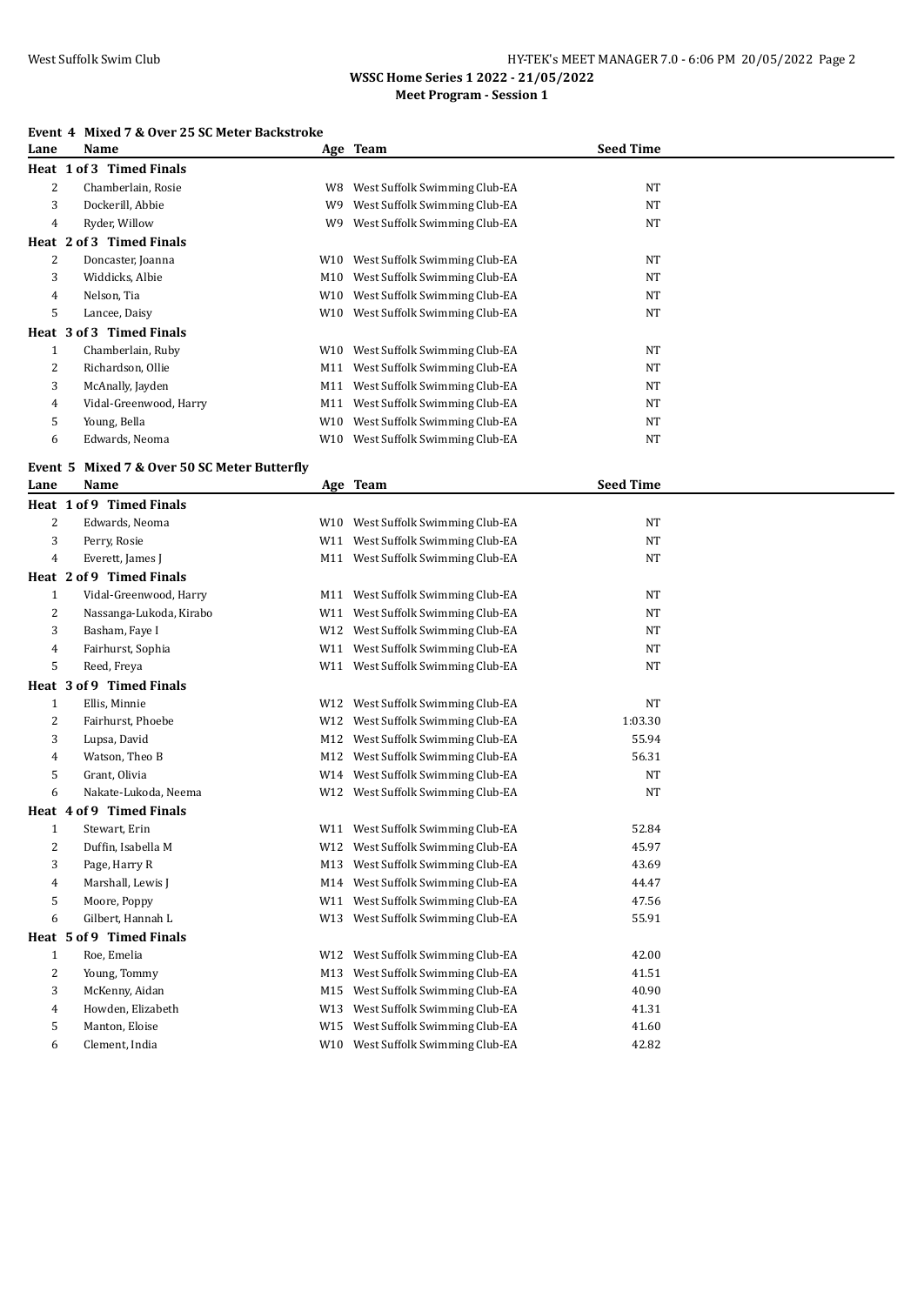## WSSC Home Series 1 2022 - 21/05/2022

### Meet Program - Session 1

**Event 4 Mixed 7 & Over 25 SC Meter Backstroke**

| Lane | Name | Age | Team | Seed Time |
|---|---|---|---|---|
| **Heat 1 of 3 Timed Finals** | | | | |
| 2 | Chamberlain, Rosie | W8 | West Suffolk Swimming Club-EA | NT |
| 3 | Dockerill, Abbie | W9 | West Suffolk Swimming Club-EA | NT |
| 4 | Ryder, Willow | W9 | West Suffolk Swimming Club-EA | NT |
| **Heat 2 of 3 Timed Finals** | | | | |
| 2 | Doncaster, Joanna | W10 | West Suffolk Swimming Club-EA | NT |
| 3 | Widdicks, Albie | M10 | West Suffolk Swimming Club-EA | NT |
| 4 | Nelson, Tia | W10 | West Suffolk Swimming Club-EA | NT |
| 5 | Lancee, Daisy | W10 | West Suffolk Swimming Club-EA | NT |
| **Heat 3 of 3 Timed Finals** | | | | |
| 1 | Chamberlain, Ruby | W10 | West Suffolk Swimming Club-EA | NT |
| 2 | Richardson, Ollie | M11 | West Suffolk Swimming Club-EA | NT |
| 3 | McAnally, Jayden | M11 | West Suffolk Swimming Club-EA | NT |
| 4 | Vidal-Greenwood, Harry | M11 | West Suffolk Swimming Club-EA | NT |
| 5 | Young, Bella | W10 | West Suffolk Swimming Club-EA | NT |
| 6 | Edwards, Neoma | W10 | West Suffolk Swimming Club-EA | NT |

**Event 5 Mixed 7 & Over 50 SC Meter Butterfly**

| Lane | Name | Age | Team | Seed Time |
|---|---|---|---|---|
| **Heat 1 of 9 Timed Finals** | | | | |
| 2 | Edwards, Neoma | W10 | West Suffolk Swimming Club-EA | NT |
| 3 | Perry, Rosie | W11 | West Suffolk Swimming Club-EA | NT |
| 4 | Everett, James J | M11 | West Suffolk Swimming Club-EA | NT |
| **Heat 2 of 9 Timed Finals** | | | | |
| 1 | Vidal-Greenwood, Harry | M11 | West Suffolk Swimming Club-EA | NT |
| 2 | Nassanga-Lukoda, Kirabo | W11 | West Suffolk Swimming Club-EA | NT |
| 3 | Basham, Faye I | W12 | West Suffolk Swimming Club-EA | NT |
| 4 | Fairhurst, Sophia | W11 | West Suffolk Swimming Club-EA | NT |
| 5 | Reed, Freya | W11 | West Suffolk Swimming Club-EA | NT |
| **Heat 3 of 9 Timed Finals** | | | | |
| 1 | Ellis, Minnie | W12 | West Suffolk Swimming Club-EA | NT |
| 2 | Fairhurst, Phoebe | W12 | West Suffolk Swimming Club-EA | 1:03.30 |
| 3 | Lupsa, David | M12 | West Suffolk Swimming Club-EA | 55.94 |
| 4 | Watson, Theo B | M12 | West Suffolk Swimming Club-EA | 56.31 |
| 5 | Grant, Olivia | W14 | West Suffolk Swimming Club-EA | NT |
| 6 | Nakate-Lukoda, Neema | W12 | West Suffolk Swimming Club-EA | NT |
| **Heat 4 of 9 Timed Finals** | | | | |
| 1 | Stewart, Erin | W11 | West Suffolk Swimming Club-EA | 52.84 |
| 2 | Duffin, Isabella M | W12 | West Suffolk Swimming Club-EA | 45.97 |
| 3 | Page, Harry R | M13 | West Suffolk Swimming Club-EA | 43.69 |
| 4 | Marshall, Lewis J | M14 | West Suffolk Swimming Club-EA | 44.47 |
| 5 | Moore, Poppy | W11 | West Suffolk Swimming Club-EA | 47.56 |
| 6 | Gilbert, Hannah L | W13 | West Suffolk Swimming Club-EA | 55.91 |
| **Heat 5 of 9 Timed Finals** | | | | |
| 1 | Roe, Emelia | W12 | West Suffolk Swimming Club-EA | 42.00 |
| 2 | Young, Tommy | M13 | West Suffolk Swimming Club-EA | 41.51 |
| 3 | McKenny, Aidan | M15 | West Suffolk Swimming Club-EA | 40.90 |
| 4 | Howden, Elizabeth | W13 | West Suffolk Swimming Club-EA | 41.31 |
| 5 | Manton, Eloise | W15 | West Suffolk Swimming Club-EA | 41.60 |
| 6 | Clement, India | W10 | West Suffolk Swimming Club-EA | 42.82 |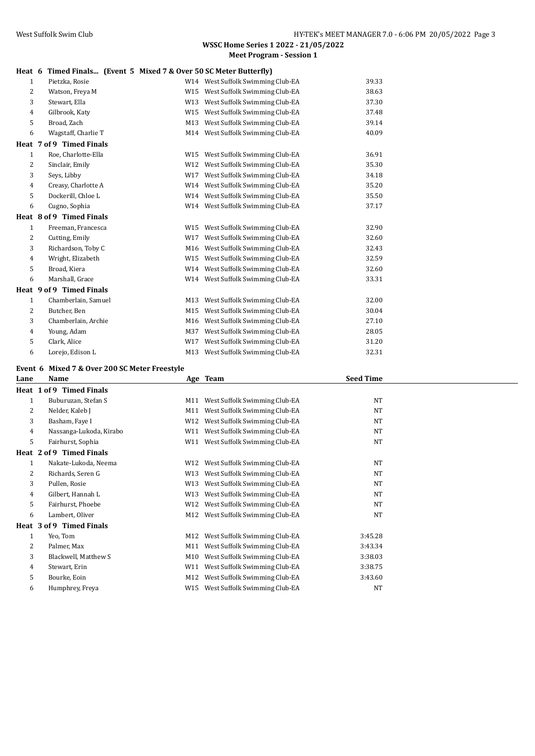**WSSC Home Series 1 2022 - 21/05/2022**
**Meet Program - Session 1**

**Heat 6 Timed Finals... (Event 5 Mixed 7 & Over 50 SC Meter Butterfly)**

| Lane | Name | Age | Team | Seed Time |
|---|---|---|---|---|
| 1 | Pietzka, Rosie | W14 | West Suffolk Swimming Club-EA | 39.33 |
| 2 | Watson, Freya M | W15 | West Suffolk Swimming Club-EA | 38.63 |
| 3 | Stewart, Ella | W13 | West Suffolk Swimming Club-EA | 37.30 |
| 4 | Gilbrook, Katy | W15 | West Suffolk Swimming Club-EA | 37.48 |
| 5 | Broad, Zach | M13 | West Suffolk Swimming Club-EA | 39.14 |
| 6 | Wagstaff, Charlie T | M14 | West Suffolk Swimming Club-EA | 40.09 |
| **Heat 7 of 9 Timed Finals** | | | | |
| 1 | Roe, Charlotte-Ella | W15 | West Suffolk Swimming Club-EA | 36.91 |
| 2 | Sinclair, Emily | W12 | West Suffolk Swimming Club-EA | 35.30 |
| 3 | Seys, Libby | W17 | West Suffolk Swimming Club-EA | 34.18 |
| 4 | Creasy, Charlotte A | W14 | West Suffolk Swimming Club-EA | 35.20 |
| 5 | Dockerill, Chloe L | W14 | West Suffolk Swimming Club-EA | 35.50 |
| 6 | Cugno, Sophia | W14 | West Suffolk Swimming Club-EA | 37.17 |
| **Heat 8 of 9 Timed Finals** | | | | |
| 1 | Freeman, Francesca | W15 | West Suffolk Swimming Club-EA | 32.90 |
| 2 | Cutting, Emily | W17 | West Suffolk Swimming Club-EA | 32.60 |
| 3 | Richardson, Toby C | M16 | West Suffolk Swimming Club-EA | 32.43 |
| 4 | Wright, Elizabeth | W15 | West Suffolk Swimming Club-EA | 32.59 |
| 5 | Broad, Kiera | W14 | West Suffolk Swimming Club-EA | 32.60 |
| 6 | Marshall, Grace | W14 | West Suffolk Swimming Club-EA | 33.31 |
| **Heat 9 of 9 Timed Finals** | | | | |
| 1 | Chamberlain, Samuel | M13 | West Suffolk Swimming Club-EA | 32.00 |
| 2 | Butcher, Ben | M15 | West Suffolk Swimming Club-EA | 30.04 |
| 3 | Chamberlain, Archie | M16 | West Suffolk Swimming Club-EA | 27.10 |
| 4 | Young, Adam | M37 | West Suffolk Swimming Club-EA | 28.05 |
| 5 | Clark, Alice | W17 | West Suffolk Swimming Club-EA | 31.20 |
| 6 | Lorejo, Edison L | M13 | West Suffolk Swimming Club-EA | 32.31 |

**Event 6 Mixed 7 & Over 200 SC Meter Freestyle**

| Lane | Name | Age | Team | Seed Time |
|---|---|---|---|---|
| **Heat 1 of 9 Timed Finals** | | | | |
| 1 | Buburuzan, Stefan S | M11 | West Suffolk Swimming Club-EA | NT |
| 2 | Nelder, Kaleb J | M11 | West Suffolk Swimming Club-EA | NT |
| 3 | Basham, Faye I | W12 | West Suffolk Swimming Club-EA | NT |
| 4 | Nassanga-Lukoda, Kirabo | W11 | West Suffolk Swimming Club-EA | NT |
| 5 | Fairhurst, Sophia | W11 | West Suffolk Swimming Club-EA | NT |
| **Heat 2 of 9 Timed Finals** | | | | |
| 1 | Nakate-Lukoda, Neema | W12 | West Suffolk Swimming Club-EA | NT |
| 2 | Richards, Seren G | W13 | West Suffolk Swimming Club-EA | NT |
| 3 | Pullen, Rosie | W13 | West Suffolk Swimming Club-EA | NT |
| 4 | Gilbert, Hannah L | W13 | West Suffolk Swimming Club-EA | NT |
| 5 | Fairhurst, Phoebe | W12 | West Suffolk Swimming Club-EA | NT |
| 6 | Lambert, Oliver | M12 | West Suffolk Swimming Club-EA | NT |
| **Heat 3 of 9 Timed Finals** | | | | |
| 1 | Yeo, Tom | M12 | West Suffolk Swimming Club-EA | 3:45.28 |
| 2 | Palmer, Max | M11 | West Suffolk Swimming Club-EA | 3:43.34 |
| 3 | Blackwell, Matthew S | M10 | West Suffolk Swimming Club-EA | 3:38.03 |
| 4 | Stewart, Erin | W11 | West Suffolk Swimming Club-EA | 3:38.75 |
| 5 | Bourke, Eoin | M12 | West Suffolk Swimming Club-EA | 3:43.60 |
| 6 | Humphrey, Freya | W15 | West Suffolk Swimming Club-EA | NT |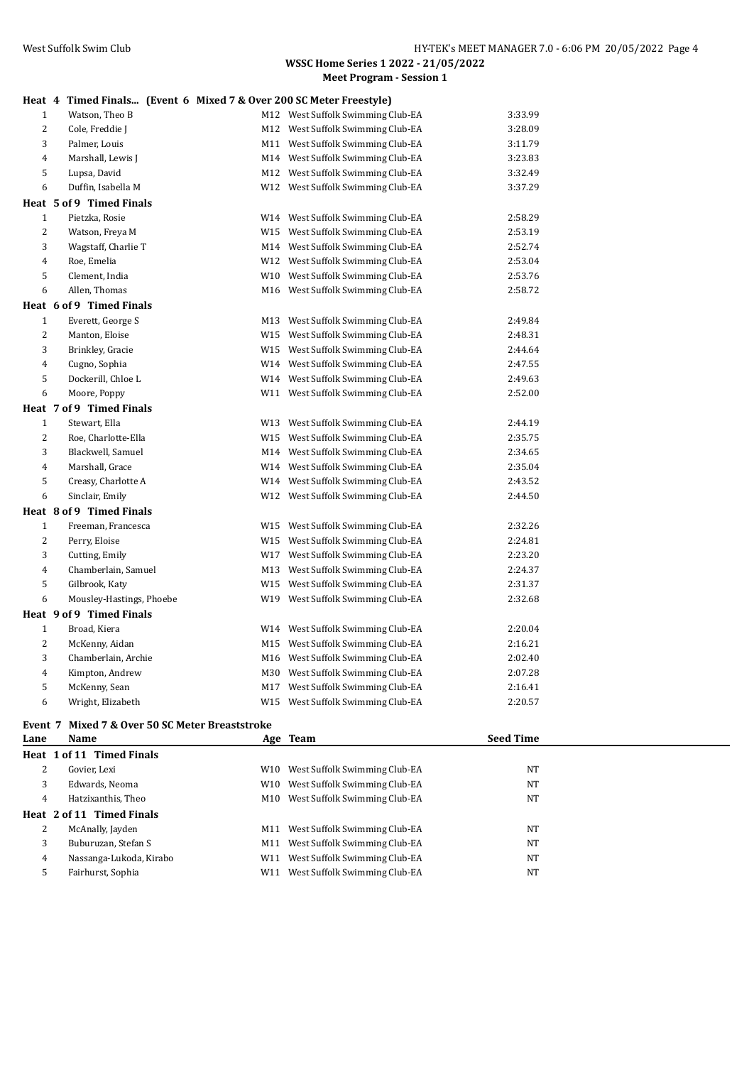**Heat 4 Timed Finals... (Event 6 Mixed 7 & Over 200 SC Meter Freestyle)**

| Lane | Name | Age | Team | Seed Time |
|---|---|---|---|---|
| 1 | Watson, Theo B | M12 | West Suffolk Swimming Club-EA | 3:33.99 |
| 2 | Cole, Freddie J | M12 | West Suffolk Swimming Club-EA | 3:28.09 |
| 3 | Palmer, Louis | M11 | West Suffolk Swimming Club-EA | 3:11.79 |
| 4 | Marshall, Lewis J | M14 | West Suffolk Swimming Club-EA | 3:23.83 |
| 5 | Lupsa, David | M12 | West Suffolk Swimming Club-EA | 3:32.49 |
| 6 | Duffin, Isabella M | W12 | West Suffolk Swimming Club-EA | 3:37.29 |
| **Heat 5 of 9 Timed Finals** | | | | |
| 1 | Pietzka, Rosie | W14 | West Suffolk Swimming Club-EA | 2:58.29 |
| 2 | Watson, Freya M | W15 | West Suffolk Swimming Club-EA | 2:53.19 |
| 3 | Wagstaff, Charlie T | M14 | West Suffolk Swimming Club-EA | 2:52.74 |
| 4 | Roe, Emelia | W12 | West Suffolk Swimming Club-EA | 2:53.04 |
| 5 | Clement, India | W10 | West Suffolk Swimming Club-EA | 2:53.76 |
| 6 | Allen, Thomas | M16 | West Suffolk Swimming Club-EA | 2:58.72 |
| **Heat 6 of 9 Timed Finals** | | | | |
| 1 | Everett, George S | M13 | West Suffolk Swimming Club-EA | 2:49.84 |
| 2 | Manton, Eloise | W15 | West Suffolk Swimming Club-EA | 2:48.31 |
| 3 | Brinkley, Gracie | W15 | West Suffolk Swimming Club-EA | 2:44.64 |
| 4 | Cugno, Sophia | W14 | West Suffolk Swimming Club-EA | 2:47.55 |
| 5 | Dockerill, Chloe L | W14 | West Suffolk Swimming Club-EA | 2:49.63 |
| 6 | Moore, Poppy | W11 | West Suffolk Swimming Club-EA | 2:52.00 |
| **Heat 7 of 9 Timed Finals** | | | | |
| 1 | Stewart, Ella | W13 | West Suffolk Swimming Club-EA | 2:44.19 |
| 2 | Roe, Charlotte-Ella | W15 | West Suffolk Swimming Club-EA | 2:35.75 |
| 3 | Blackwell, Samuel | M14 | West Suffolk Swimming Club-EA | 2:34.65 |
| 4 | Marshall, Grace | W14 | West Suffolk Swimming Club-EA | 2:35.04 |
| 5 | Creasy, Charlotte A | W14 | West Suffolk Swimming Club-EA | 2:43.52 |
| 6 | Sinclair, Emily | W12 | West Suffolk Swimming Club-EA | 2:44.50 |
| **Heat 8 of 9 Timed Finals** | | | | |
| 1 | Freeman, Francesca | W15 | West Suffolk Swimming Club-EA | 2:32.26 |
| 2 | Perry, Eloise | W15 | West Suffolk Swimming Club-EA | 2:24.81 |
| 3 | Cutting, Emily | W17 | West Suffolk Swimming Club-EA | 2:23.20 |
| 4 | Chamberlain, Samuel | M13 | West Suffolk Swimming Club-EA | 2:24.37 |
| 5 | Gilbrook, Katy | W15 | West Suffolk Swimming Club-EA | 2:31.37 |
| 6 | Mousley-Hastings, Phoebe | W19 | West Suffolk Swimming Club-EA | 2:32.68 |
| **Heat 9 of 9 Timed Finals** | | | | |
| 1 | Broad, Kiera | W14 | West Suffolk Swimming Club-EA | 2:20.04 |
| 2 | McKenny, Aidan | M15 | West Suffolk Swimming Club-EA | 2:16.21 |
| 3 | Chamberlain, Archie | M16 | West Suffolk Swimming Club-EA | 2:02.40 |
| 4 | Kimpton, Andrew | M30 | West Suffolk Swimming Club-EA | 2:07.28 |
| 5 | McKenny, Sean | M17 | West Suffolk Swimming Club-EA | 2:16.41 |
| 6 | Wright, Elizabeth | W15 | West Suffolk Swimming Club-EA | 2:20.57 |

**Event 7 Mixed 7 & Over 50 SC Meter Breaststroke**

| Lane | Name | Age | Team | Seed Time |
|---|---|---|---|---|
| **Heat 1 of 11 Timed Finals** | | | | |
| 2 | Govier, Lexi | W10 | West Suffolk Swimming Club-EA | NT |
| 3 | Edwards, Neoma | W10 | West Suffolk Swimming Club-EA | NT |
| 4 | Hatzixanthis, Theo | M10 | West Suffolk Swimming Club-EA | NT |
| **Heat 2 of 11 Timed Finals** | | | | |
| 2 | McAnally, Jayden | M11 | West Suffolk Swimming Club-EA | NT |
| 3 | Buburuzan, Stefan S | M11 | West Suffolk Swimming Club-EA | NT |
| 4 | Nassanga-Lukoda, Kirabo | W11 | West Suffolk Swimming Club-EA | NT |
| 5 | Fairhurst, Sophia | W11 | West Suffolk Swimming Club-EA | NT |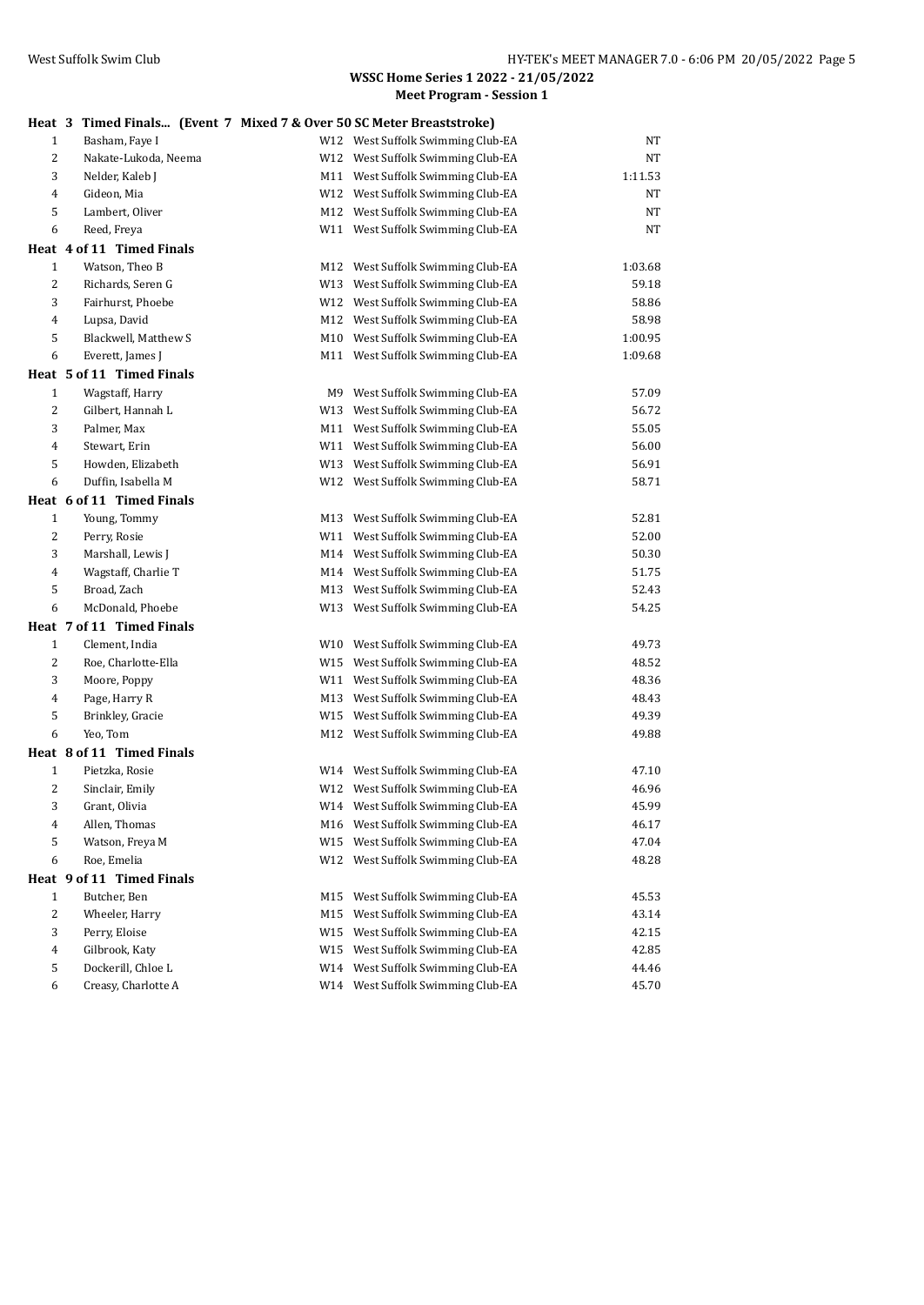## WSSC Home Series 1 2022 - 21/05/2022

### Meet Program - Session 1

**Heat 3 Timed Finals... (Event 7 Mixed 7 & Over 50 SC Meter Breaststroke)**

| Lane | Name | Age | Team | Seed Time |
|---|---|---|---|---|
| 1 | Basham, Faye I | W12 | West Suffolk Swimming Club-EA | NT |
| 2 | Nakate-Lukoda, Neema | W12 | West Suffolk Swimming Club-EA | NT |
| 3 | Nelder, Kaleb J | M11 | West Suffolk Swimming Club-EA | 1:11.53 |
| 4 | Gideon, Mia | W12 | West Suffolk Swimming Club-EA | NT |
| 5 | Lambert, Oliver | M12 | West Suffolk Swimming Club-EA | NT |
| 6 | Reed, Freya | W11 | West Suffolk Swimming Club-EA | NT |

**Heat 4 of 11 Timed Finals**

| Lane | Name | Age | Team | Seed Time |
|---|---|---|---|---|
| 1 | Watson, Theo B | M12 | West Suffolk Swimming Club-EA | 1:03.68 |
| 2 | Richards, Seren G | W13 | West Suffolk Swimming Club-EA | 59.18 |
| 3 | Fairhurst, Phoebe | W12 | West Suffolk Swimming Club-EA | 58.86 |
| 4 | Lupsa, David | M12 | West Suffolk Swimming Club-EA | 58.98 |
| 5 | Blackwell, Matthew S | M10 | West Suffolk Swimming Club-EA | 1:00.95 |
| 6 | Everett, James J | M11 | West Suffolk Swimming Club-EA | 1:09.68 |

**Heat 5 of 11 Timed Finals**

| Lane | Name | Age | Team | Seed Time |
|---|---|---|---|---|
| 1 | Wagstaff, Harry | M9 | West Suffolk Swimming Club-EA | 57.09 |
| 2 | Gilbert, Hannah L | W13 | West Suffolk Swimming Club-EA | 56.72 |
| 3 | Palmer, Max | M11 | West Suffolk Swimming Club-EA | 55.05 |
| 4 | Stewart, Erin | W11 | West Suffolk Swimming Club-EA | 56.00 |
| 5 | Howden, Elizabeth | W13 | West Suffolk Swimming Club-EA | 56.91 |
| 6 | Duffin, Isabella M | W12 | West Suffolk Swimming Club-EA | 58.71 |

**Heat 6 of 11 Timed Finals**

| Lane | Name | Age | Team | Seed Time |
|---|---|---|---|---|
| 1 | Young, Tommy | M13 | West Suffolk Swimming Club-EA | 52.81 |
| 2 | Perry, Rosie | W11 | West Suffolk Swimming Club-EA | 52.00 |
| 3 | Marshall, Lewis J | M14 | West Suffolk Swimming Club-EA | 50.30 |
| 4 | Wagstaff, Charlie T | M14 | West Suffolk Swimming Club-EA | 51.75 |
| 5 | Broad, Zach | M13 | West Suffolk Swimming Club-EA | 52.43 |
| 6 | McDonald, Phoebe | W13 | West Suffolk Swimming Club-EA | 54.25 |

**Heat 7 of 11 Timed Finals**

| Lane | Name | Age | Team | Seed Time |
|---|---|---|---|---|
| 1 | Clement, India | W10 | West Suffolk Swimming Club-EA | 49.73 |
| 2 | Roe, Charlotte-Ella | W15 | West Suffolk Swimming Club-EA | 48.52 |
| 3 | Moore, Poppy | W11 | West Suffolk Swimming Club-EA | 48.36 |
| 4 | Page, Harry R | M13 | West Suffolk Swimming Club-EA | 48.43 |
| 5 | Brinkley, Gracie | W15 | West Suffolk Swimming Club-EA | 49.39 |
| 6 | Yeo, Tom | M12 | West Suffolk Swimming Club-EA | 49.88 |

**Heat 8 of 11 Timed Finals**

| Lane | Name | Age | Team | Seed Time |
|---|---|---|---|---|
| 1 | Pietzka, Rosie | W14 | West Suffolk Swimming Club-EA | 47.10 |
| 2 | Sinclair, Emily | W12 | West Suffolk Swimming Club-EA | 46.96 |
| 3 | Grant, Olivia | W14 | West Suffolk Swimming Club-EA | 45.99 |
| 4 | Allen, Thomas | M16 | West Suffolk Swimming Club-EA | 46.17 |
| 5 | Watson, Freya M | W15 | West Suffolk Swimming Club-EA | 47.04 |
| 6 | Roe, Emelia | W12 | West Suffolk Swimming Club-EA | 48.28 |

**Heat 9 of 11 Timed Finals**

| Lane | Name | Age | Team | Seed Time |
|---|---|---|---|---|
| 1 | Butcher, Ben | M15 | West Suffolk Swimming Club-EA | 45.53 |
| 2 | Wheeler, Harry | M15 | West Suffolk Swimming Club-EA | 43.14 |
| 3 | Perry, Eloise | W15 | West Suffolk Swimming Club-EA | 42.15 |
| 4 | Gilbrook, Katy | W15 | West Suffolk Swimming Club-EA | 42.85 |
| 5 | Dockerill, Chloe L | W14 | West Suffolk Swimming Club-EA | 44.46 |
| 6 | Creasy, Charlotte A | W14 | West Suffolk Swimming Club-EA | 45.70 |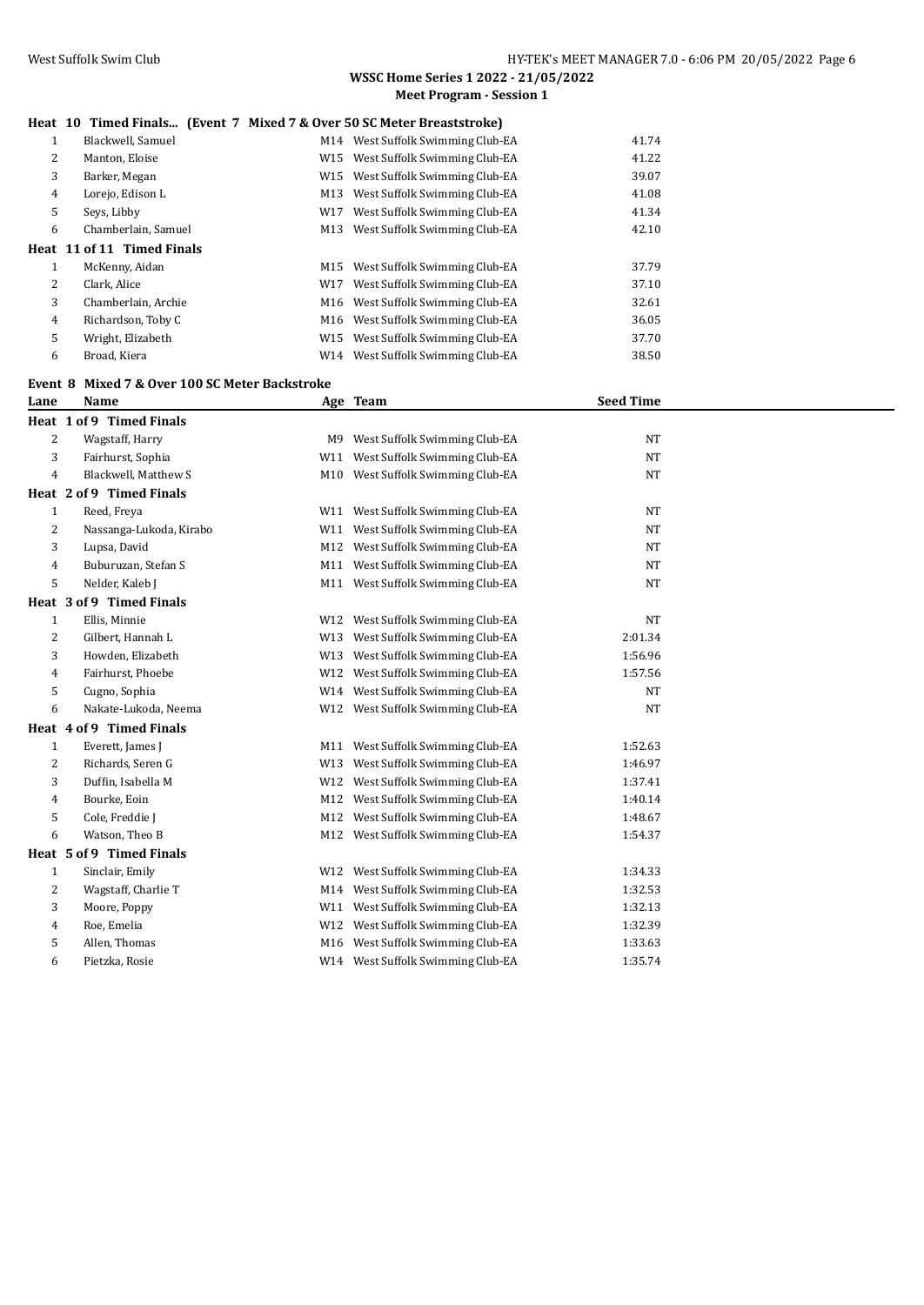**WSSC Home Series 1 2022 - 21/05/2022**
**Meet Program - Session 1**

**Heat 10 Timed Finals... (Event 7 Mixed 7 & Over 50 SC Meter Breaststroke)**

| Lane | Name | Age | Team | Seed Time |
|---|---|---|---|---|
| 1 | Blackwell, Samuel | M14 | West Suffolk Swimming Club-EA | 41.74 |
| 2 | Manton, Eloise | W15 | West Suffolk Swimming Club-EA | 41.22 |
| 3 | Barker, Megan | W15 | West Suffolk Swimming Club-EA | 39.07 |
| 4 | Lorejo, Edison L | M13 | West Suffolk Swimming Club-EA | 41.08 |
| 5 | Seys, Libby | W17 | West Suffolk Swimming Club-EA | 41.34 |
| 6 | Chamberlain, Samuel | M13 | West Suffolk Swimming Club-EA | 42.10 |

**Heat 11 of 11 Timed Finals**

| Lane | Name | Age | Team | Seed Time |
|---|---|---|---|---|
| 1 | McKenny, Aidan | M15 | West Suffolk Swimming Club-EA | 37.79 |
| 2 | Clark, Alice | W17 | West Suffolk Swimming Club-EA | 37.10 |
| 3 | Chamberlain, Archie | M16 | West Suffolk Swimming Club-EA | 32.61 |
| 4 | Richardson, Toby C | M16 | West Suffolk Swimming Club-EA | 36.05 |
| 5 | Wright, Elizabeth | W15 | West Suffolk Swimming Club-EA | 37.70 |
| 6 | Broad, Kiera | W14 | West Suffolk Swimming Club-EA | 38.50 |

**Event 8 Mixed 7 & Over 100 SC Meter Backstroke**

| Lane | Name | Age | Team | Seed Time |
|---|---|---|---|---|
| **Heat 1 of 9 Timed Finals** | | | | |
| 2 | Wagstaff, Harry | M9 | West Suffolk Swimming Club-EA | NT |
| 3 | Fairhurst, Sophia | W11 | West Suffolk Swimming Club-EA | NT |
| 4 | Blackwell, Matthew S | M10 | West Suffolk Swimming Club-EA | NT |
| **Heat 2 of 9 Timed Finals** | | | | |
| 1 | Reed, Freya | W11 | West Suffolk Swimming Club-EA | NT |
| 2 | Nassanga-Lukoda, Kirabo | W11 | West Suffolk Swimming Club-EA | NT |
| 3 | Lupsa, David | M12 | West Suffolk Swimming Club-EA | NT |
| 4 | Buburuzan, Stefan S | M11 | West Suffolk Swimming Club-EA | NT |
| 5 | Nelder, Kaleb J | M11 | West Suffolk Swimming Club-EA | NT |
| **Heat 3 of 9 Timed Finals** | | | | |
| 1 | Ellis, Minnie | W12 | West Suffolk Swimming Club-EA | NT |
| 2 | Gilbert, Hannah L | W13 | West Suffolk Swimming Club-EA | 2:01.34 |
| 3 | Howden, Elizabeth | W13 | West Suffolk Swimming Club-EA | 1:56.96 |
| 4 | Fairhurst, Phoebe | W12 | West Suffolk Swimming Club-EA | 1:57.56 |
| 5 | Cugno, Sophia | W14 | West Suffolk Swimming Club-EA | NT |
| 6 | Nakate-Lukoda, Neema | W12 | West Suffolk Swimming Club-EA | NT |
| **Heat 4 of 9 Timed Finals** | | | | |
| 1 | Everett, James J | M11 | West Suffolk Swimming Club-EA | 1:52.63 |
| 2 | Richards, Seren G | W13 | West Suffolk Swimming Club-EA | 1:46.97 |
| 3 | Duffin, Isabella M | W12 | West Suffolk Swimming Club-EA | 1:37.41 |
| 4 | Bourke, Eoin | M12 | West Suffolk Swimming Club-EA | 1:40.14 |
| 5 | Cole, Freddie J | M12 | West Suffolk Swimming Club-EA | 1:48.67 |
| 6 | Watson, Theo B | M12 | West Suffolk Swimming Club-EA | 1:54.37 |
| **Heat 5 of 9 Timed Finals** | | | | |
| 1 | Sinclair, Emily | W12 | West Suffolk Swimming Club-EA | 1:34.33 |
| 2 | Wagstaff, Charlie T | M14 | West Suffolk Swimming Club-EA | 1:32.53 |
| 3 | Moore, Poppy | W11 | West Suffolk Swimming Club-EA | 1:32.13 |
| 4 | Roe, Emelia | W12 | West Suffolk Swimming Club-EA | 1:32.39 |
| 5 | Allen, Thomas | M16 | West Suffolk Swimming Club-EA | 1:33.63 |
| 6 | Pietzka, Rosie | W14 | West Suffolk Swimming Club-EA | 1:35.74 |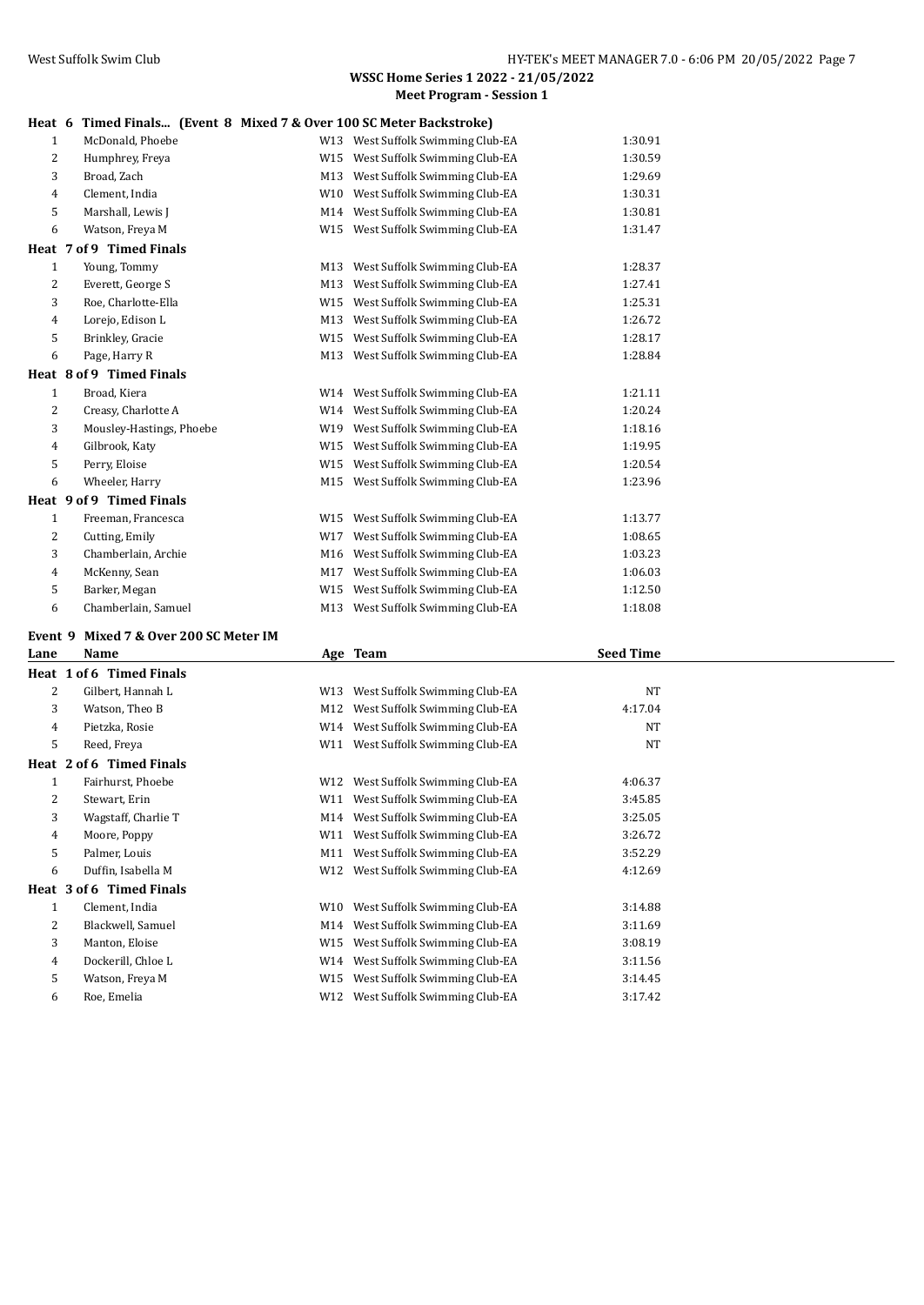## WSSC Home Series 1 2022 - 21/05/2022

### Meet Program - Session 1

**Heat 6 Timed Finals... (Event 8 Mixed 7 & Over 100 SC Meter Backstroke)**

| Lane | Name | Age | Team | Seed Time |
|---|---|---|---|---|
| 1 | McDonald, Phoebe | W13 | West Suffolk Swimming Club-EA | 1:30.91 |
| 2 | Humphrey, Freya | W15 | West Suffolk Swimming Club-EA | 1:30.59 |
| 3 | Broad, Zach | M13 | West Suffolk Swimming Club-EA | 1:29.69 |
| 4 | Clement, India | W10 | West Suffolk Swimming Club-EA | 1:30.31 |
| 5 | Marshall, Lewis J | M14 | West Suffolk Swimming Club-EA | 1:30.81 |
| 6 | Watson, Freya M | W15 | West Suffolk Swimming Club-EA | 1:31.47 |
| **Heat 7 of 9 Timed Finals** | | | | |
| 1 | Young, Tommy | M13 | West Suffolk Swimming Club-EA | 1:28.37 |
| 2 | Everett, George S | M13 | West Suffolk Swimming Club-EA | 1:27.41 |
| 3 | Roe, Charlotte-Ella | W15 | West Suffolk Swimming Club-EA | 1:25.31 |
| 4 | Lorejo, Edison L | M13 | West Suffolk Swimming Club-EA | 1:26.72 |
| 5 | Brinkley, Gracie | W15 | West Suffolk Swimming Club-EA | 1:28.17 |
| 6 | Page, Harry R | M13 | West Suffolk Swimming Club-EA | 1:28.84 |
| **Heat 8 of 9 Timed Finals** | | | | |
| 1 | Broad, Kiera | W14 | West Suffolk Swimming Club-EA | 1:21.11 |
| 2 | Creasy, Charlotte A | W14 | West Suffolk Swimming Club-EA | 1:20.24 |
| 3 | Mousley-Hastings, Phoebe | W19 | West Suffolk Swimming Club-EA | 1:18.16 |
| 4 | Gilbrook, Katy | W15 | West Suffolk Swimming Club-EA | 1:19.95 |
| 5 | Perry, Eloise | W15 | West Suffolk Swimming Club-EA | 1:20.54 |
| 6 | Wheeler, Harry | M15 | West Suffolk Swimming Club-EA | 1:23.96 |
| **Heat 9 of 9 Timed Finals** | | | | |
| 1 | Freeman, Francesca | W15 | West Suffolk Swimming Club-EA | 1:13.77 |
| 2 | Cutting, Emily | W17 | West Suffolk Swimming Club-EA | 1:08.65 |
| 3 | Chamberlain, Archie | M16 | West Suffolk Swimming Club-EA | 1:03.23 |
| 4 | McKenny, Sean | M17 | West Suffolk Swimming Club-EA | 1:06.03 |
| 5 | Barker, Megan | W15 | West Suffolk Swimming Club-EA | 1:12.50 |
| 6 | Chamberlain, Samuel | M13 | West Suffolk Swimming Club-EA | 1:18.08 |

**Event 9 Mixed 7 & Over 200 SC Meter IM**

| Lane | Name | Age | Team | Seed Time |
|---|---|---|---|---|
| **Heat 1 of 6 Timed Finals** | | | | |
| 2 | Gilbert, Hannah L | W13 | West Suffolk Swimming Club-EA | NT |
| 3 | Watson, Theo B | M12 | West Suffolk Swimming Club-EA | 4:17.04 |
| 4 | Pietzka, Rosie | W14 | West Suffolk Swimming Club-EA | NT |
| 5 | Reed, Freya | W11 | West Suffolk Swimming Club-EA | NT |
| **Heat 2 of 6 Timed Finals** | | | | |
| 1 | Fairhurst, Phoebe | W12 | West Suffolk Swimming Club-EA | 4:06.37 |
| 2 | Stewart, Erin | W11 | West Suffolk Swimming Club-EA | 3:45.85 |
| 3 | Wagstaff, Charlie T | M14 | West Suffolk Swimming Club-EA | 3:25.05 |
| 4 | Moore, Poppy | W11 | West Suffolk Swimming Club-EA | 3:26.72 |
| 5 | Palmer, Louis | M11 | West Suffolk Swimming Club-EA | 3:52.29 |
| 6 | Duffin, Isabella M | W12 | West Suffolk Swimming Club-EA | 4:12.69 |
| **Heat 3 of 6 Timed Finals** | | | | |
| 1 | Clement, India | W10 | West Suffolk Swimming Club-EA | 3:14.88 |
| 2 | Blackwell, Samuel | M14 | West Suffolk Swimming Club-EA | 3:11.69 |
| 3 | Manton, Eloise | W15 | West Suffolk Swimming Club-EA | 3:08.19 |
| 4 | Dockerill, Chloe L | W14 | West Suffolk Swimming Club-EA | 3:11.56 |
| 5 | Watson, Freya M | W15 | West Suffolk Swimming Club-EA | 3:14.45 |
| 6 | Roe, Emelia | W12 | West Suffolk Swimming Club-EA | 3:17.42 |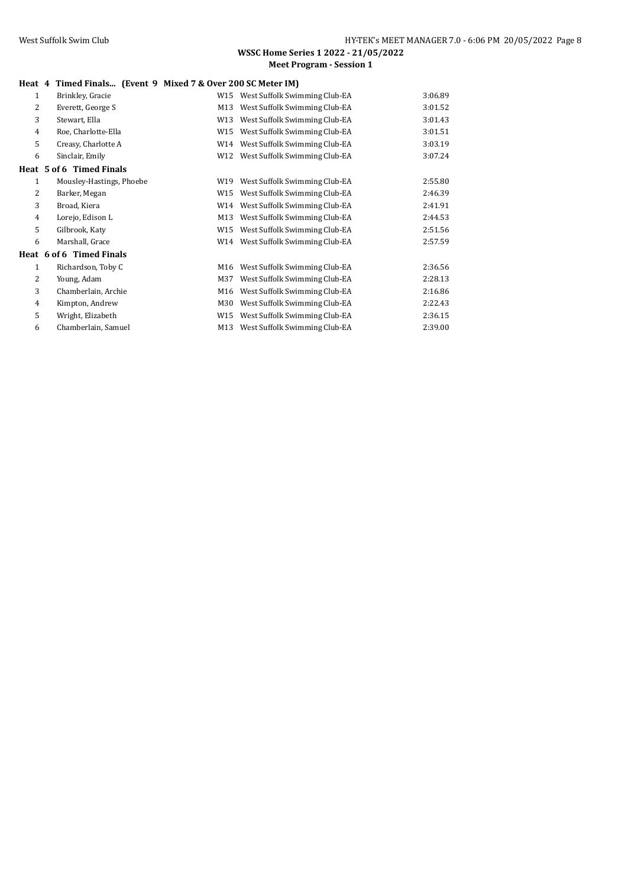**WSSC Home Series 1 2022 - 21/05/2022**

**Meet Program - Session 1**

**Heat 4 Timed Finals... (Event 9 Mixed 7 & Over 200 SC Meter IM)**

| | | | | |
|---|---|---|---|---|
| 1 | Brinkley, Gracie | W15 | West Suffolk Swimming Club-EA | 3:06.89 |
| 2 | Everett, George S | M13 | West Suffolk Swimming Club-EA | 3:01.52 |
| 3 | Stewart, Ella | W13 | West Suffolk Swimming Club-EA | 3:01.43 |
| 4 | Roe, Charlotte-Ella | W15 | West Suffolk Swimming Club-EA | 3:01.51 |
| 5 | Creasy, Charlotte A | W14 | West Suffolk Swimming Club-EA | 3:03.19 |
| 6 | Sinclair, Emily | W12 | West Suffolk Swimming Club-EA | 3:07.24 |

**Heat 5 of 6 Timed Finals**

| | | | | |
|---|---|---|---|---|
| 1 | Mousley-Hastings, Phoebe | W19 | West Suffolk Swimming Club-EA | 2:55.80 |
| 2 | Barker, Megan | W15 | West Suffolk Swimming Club-EA | 2:46.39 |
| 3 | Broad, Kiera | W14 | West Suffolk Swimming Club-EA | 2:41.91 |
| 4 | Lorejo, Edison L | M13 | West Suffolk Swimming Club-EA | 2:44.53 |
| 5 | Gilbrook, Katy | W15 | West Suffolk Swimming Club-EA | 2:51.56 |
| 6 | Marshall, Grace | W14 | West Suffolk Swimming Club-EA | 2:57.59 |

**Heat 6 of 6 Timed Finals**

| | | | | |
|---|---|---|---|---|
| 1 | Richardson, Toby C | M16 | West Suffolk Swimming Club-EA | 2:36.56 |
| 2 | Young, Adam | M37 | West Suffolk Swimming Club-EA | 2:28.13 |
| 3 | Chamberlain, Archie | M16 | West Suffolk Swimming Club-EA | 2:16.86 |
| 4 | Kimpton, Andrew | M30 | West Suffolk Swimming Club-EA | 2:22.43 |
| 5 | Wright, Elizabeth | W15 | West Suffolk Swimming Club-EA | 2:36.15 |
| 6 | Chamberlain, Samuel | M13 | West Suffolk Swimming Club-EA | 2:39.00 |